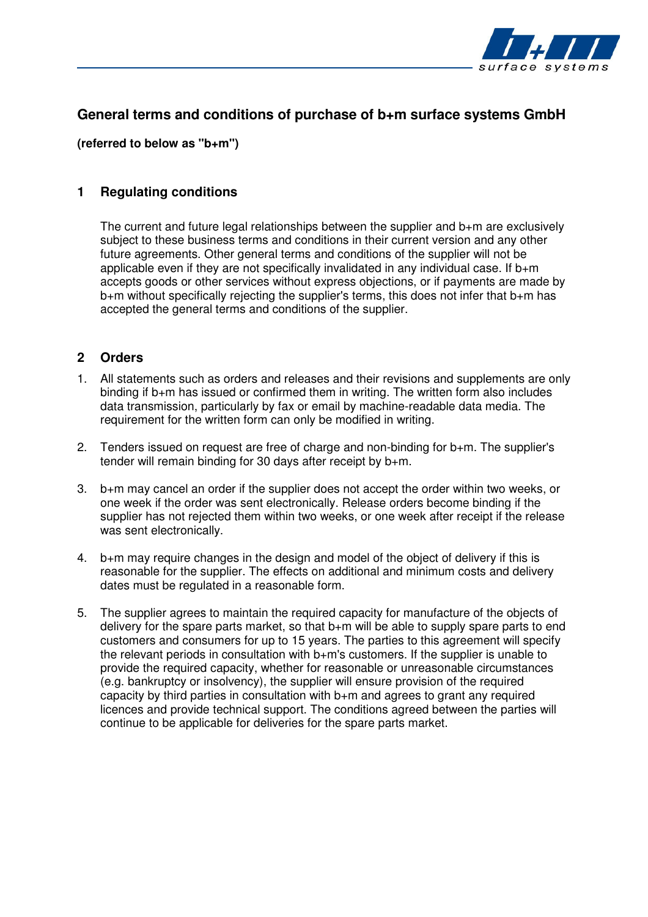# General terms and conditions of purchase of b+m surface systems GmbH

**(referred to below as "b+m")**

## 1 Regulating conditions

The current and future legal relationships between the supplier and b+m are exclusively subject to these business terms and conditions in their current version and any other future agreements. Other general terms and conditions of the supplier will not be applicable even if they are not specifically invalidated in any individual case. If b+m accepts goods or other services without express objections, or if payments are made by b+m without specifically rejecting the supplier's terms, this does not infer that b+m has accepted the general terms and conditions of the supplier.

## 2 Orders

1. All statements such as orders and releases and their revisions and supplements are only binding if b+m has issued or confirmed them in writing. The written form also includes data transmission, particularly by fax or email by machine-readable data media. The requirement for the written form can only be modified in writing.

2. Tenders issued on request are free of charge and non-binding for b+m. The supplier's tender will remain binding for 30 days after receipt by b+m.

3. b+m may cancel an order if the supplier does not accept the order within two weeks, or one week if the order was sent electronically. Release orders become binding if the supplier has not rejected them within two weeks, or one week after receipt if the release was sent electronically.

4. b+m may require changes in the design and model of the object of delivery if this is reasonable for the supplier. The effects on additional and minimum costs and delivery dates must be regulated in a reasonable form.

5. The supplier agrees to maintain the required capacity for manufacture of the objects of delivery for the spare parts market, so that b+m will be able to supply spare parts to end customers and consumers for up to 15 years. The parties to this agreement will specify the relevant periods in consultation with b+m's customers. If the supplier is unable to provide the required capacity, whether for reasonable or unreasonable circumstances (e.g. bankruptcy or insolvency), the supplier will ensure provision of the required capacity by third parties in consultation with b+m and agrees to grant any required licences and provide technical support. The conditions agreed between the parties will continue to be applicable for deliveries for the spare parts market.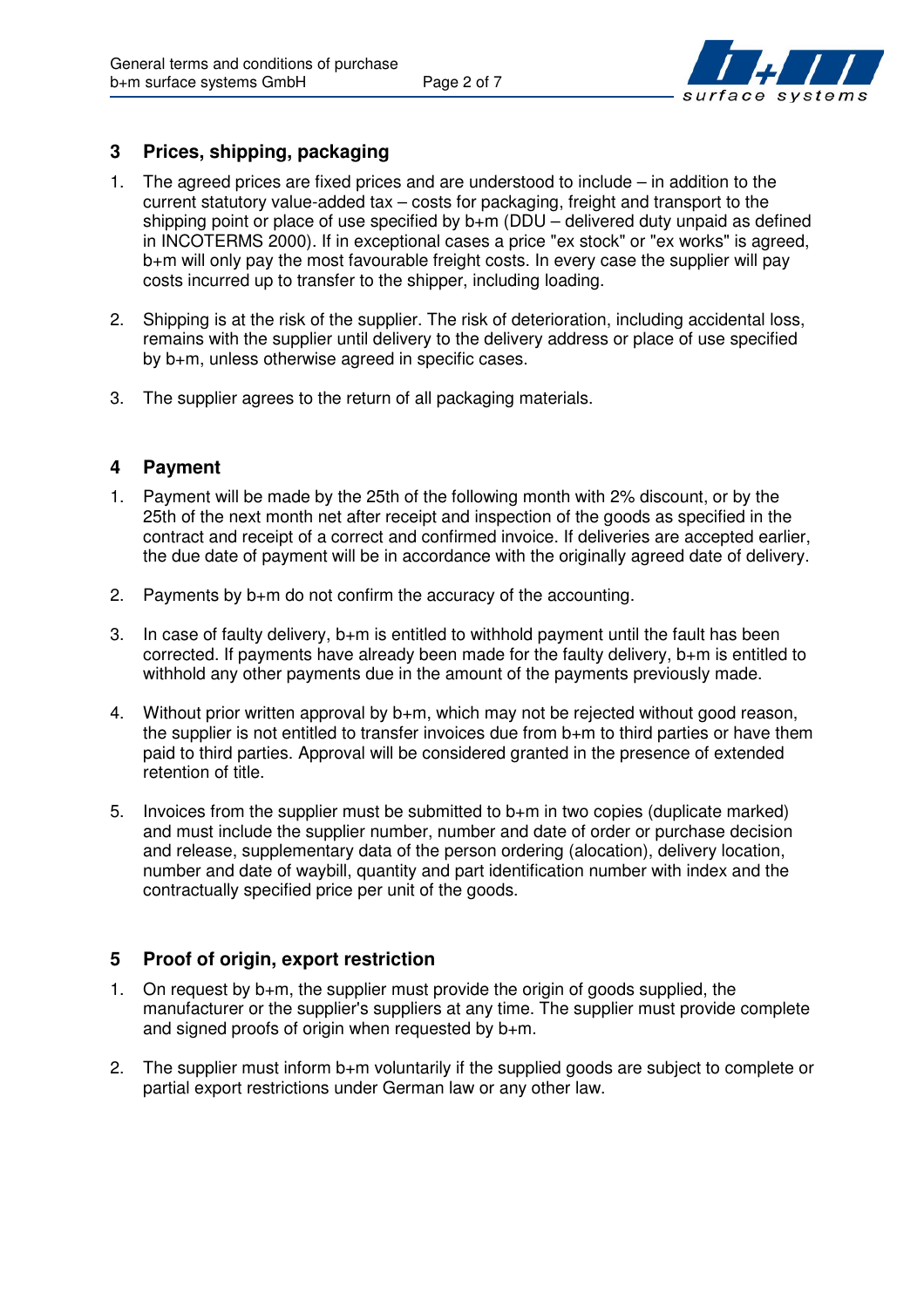## 3 Prices, shipping, packaging

1. The agreed prices are fixed prices and are understood to include – in addition to the current statutory value-added tax – costs for packaging, freight and transport to the shipping point or place of use specified by b+m (DDU – delivered duty unpaid as defined in INCOTERMS 2000). If in exceptional cases a price "ex stock" or "ex works" is agreed, b+m will only pay the most favourable freight costs. In every case the supplier will pay costs incurred up to transfer to the shipper, including loading.

2. Shipping is at the risk of the supplier. The risk of deterioration, including accidental loss, remains with the supplier until delivery to the delivery address or place of use specified by b+m, unless otherwise agreed in specific cases.

3. The supplier agrees to the return of all packaging materials.

## 4 Payment

1. Payment will be made by the 25th of the following month with 2% discount, or by the 25th of the next month net after receipt and inspection of the goods as specified in the contract and receipt of a correct and confirmed invoice. If deliveries are accepted earlier, the due date of payment will be in accordance with the originally agreed date of delivery.

2. Payments by b+m do not confirm the accuracy of the accounting.

3. In case of faulty delivery, b+m is entitled to withhold payment until the fault has been corrected. If payments have already been made for the faulty delivery, b+m is entitled to withhold any other payments due in the amount of the payments previously made.

4. Without prior written approval by b+m, which may not be rejected without good reason, the supplier is not entitled to transfer invoices due from b+m to third parties or have them paid to third parties. Approval will be considered granted in the presence of extended retention of title.

5. Invoices from the supplier must be submitted to b+m in two copies (duplicate marked) and must include the supplier number, number and date of order or purchase decision and release, supplementary data of the person ordering (alocation), delivery location, number and date of waybill, quantity and part identification number with index and the contractually specified price per unit of the goods.

## 5 Proof of origin, export restriction

1. On request by b+m, the supplier must provide the origin of goods supplied, the manufacturer or the supplier's suppliers at any time. The supplier must provide complete and signed proofs of origin when requested by b+m.

2. The supplier must inform b+m voluntarily if the supplied goods are subject to complete or partial export restrictions under German law or any other law.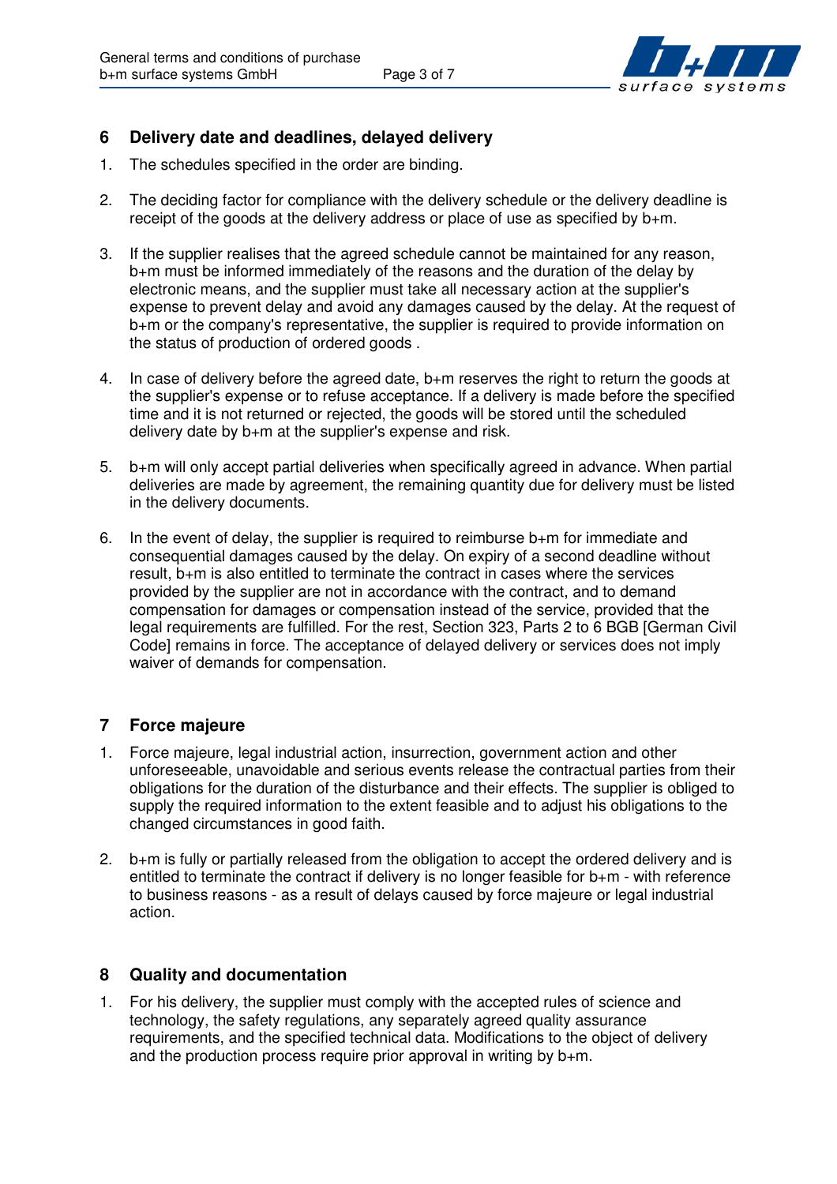## 6 Delivery date and deadlines, delayed delivery

1. The schedules specified in the order are binding.

2. The deciding factor for compliance with the delivery schedule or the delivery deadline is receipt of the goods at the delivery address or place of use as specified by b+m.

3. If the supplier realises that the agreed schedule cannot be maintained for any reason, b+m must be informed immediately of the reasons and the duration of the delay by electronic means, and the supplier must take all necessary action at the supplier's expense to prevent delay and avoid any damages caused by the delay. At the request of b+m or the company's representative, the supplier is required to provide information on the status of production of ordered goods .

4. In case of delivery before the agreed date, b+m reserves the right to return the goods at the supplier's expense or to refuse acceptance. If a delivery is made before the specified time and it is not returned or rejected, the goods will be stored until the scheduled delivery date by b+m at the supplier's expense and risk.

5. b+m will only accept partial deliveries when specifically agreed in advance. When partial deliveries are made by agreement, the remaining quantity due for delivery must be listed in the delivery documents.

6. In the event of delay, the supplier is required to reimburse b+m for immediate and consequential damages caused by the delay. On expiry of a second deadline without result, b+m is also entitled to terminate the contract in cases where the services provided by the supplier are not in accordance with the contract, and to demand compensation for damages or compensation instead of the service, provided that the legal requirements are fulfilled. For the rest, Section 323, Parts 2 to 6 BGB [German Civil Code] remains in force. The acceptance of delayed delivery or services does not imply waiver of demands for compensation.

## 7 Force majeure

1. Force majeure, legal industrial action, insurrection, government action and other unforeseeable, unavoidable and serious events release the contractual parties from their obligations for the duration of the disturbance and their effects. The supplier is obliged to supply the required information to the extent feasible and to adjust his obligations to the changed circumstances in good faith.

2. b+m is fully or partially released from the obligation to accept the ordered delivery and is entitled to terminate the contract if delivery is no longer feasible for b+m - with reference to business reasons - as a result of delays caused by force majeure or legal industrial action.

## 8 Quality and documentation

1. For his delivery, the supplier must comply with the accepted rules of science and technology, the safety regulations, any separately agreed quality assurance requirements, and the specified technical data. Modifications to the object of delivery and the production process require prior approval in writing by b+m.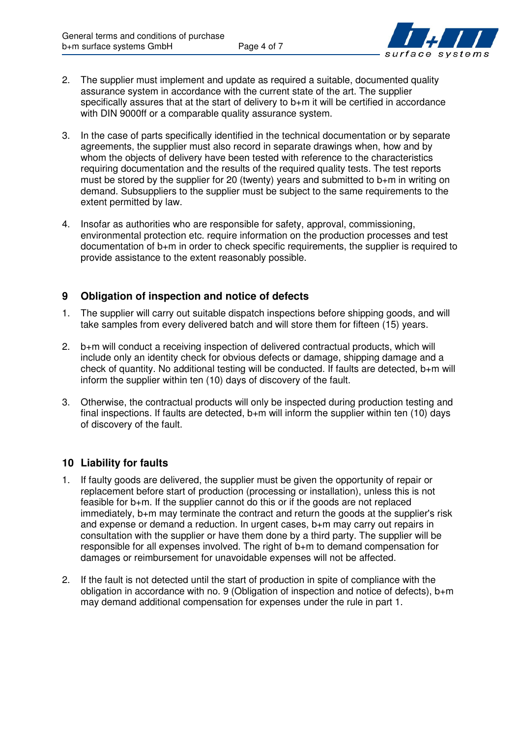2. The supplier must implement and update as required a suitable, documented quality assurance system in accordance with the current state of the art. The supplier specifically assures that at the start of delivery to b+m it will be certified in accordance with DIN 9000ff or a comparable quality assurance system.

3. In the case of parts specifically identified in the technical documentation or by separate agreements, the supplier must also record in separate drawings when, how and by whom the objects of delivery have been tested with reference to the characteristics requiring documentation and the results of the required quality tests. The test reports must be stored by the supplier for 20 (twenty) years and submitted to b+m in writing on demand. Subsuppliers to the supplier must be subject to the same requirements to the extent permitted by law.

4. Insofar as authorities who are responsible for safety, approval, commissioning, environmental protection etc. require information on the production processes and test documentation of b+m in order to check specific requirements, the supplier is required to provide assistance to the extent reasonably possible.

## 9 Obligation of inspection and notice of defects

1. The supplier will carry out suitable dispatch inspections before shipping goods, and will take samples from every delivered batch and will store them for fifteen (15) years.

2. b+m will conduct a receiving inspection of delivered contractual products, which will include only an identity check for obvious defects or damage, shipping damage and a check of quantity. No additional testing will be conducted. If faults are detected, b+m will inform the supplier within ten (10) days of discovery of the fault.

3. Otherwise, the contractual products will only be inspected during production testing and final inspections. If faults are detected, b+m will inform the supplier within ten (10) days of discovery of the fault.

## 10 Liability for faults

1. If faulty goods are delivered, the supplier must be given the opportunity of repair or replacement before start of production (processing or installation), unless this is not feasible for b+m. If the supplier cannot do this or if the goods are not replaced immediately, b+m may terminate the contract and return the goods at the supplier's risk and expense or demand a reduction. In urgent cases, b+m may carry out repairs in consultation with the supplier or have them done by a third party. The supplier will be responsible for all expenses involved. The right of b+m to demand compensation for damages or reimbursement for unavoidable expenses will not be affected.

2. If the fault is not detected until the start of production in spite of compliance with the obligation in accordance with no. 9 (Obligation of inspection and notice of defects), b+m may demand additional compensation for expenses under the rule in part 1.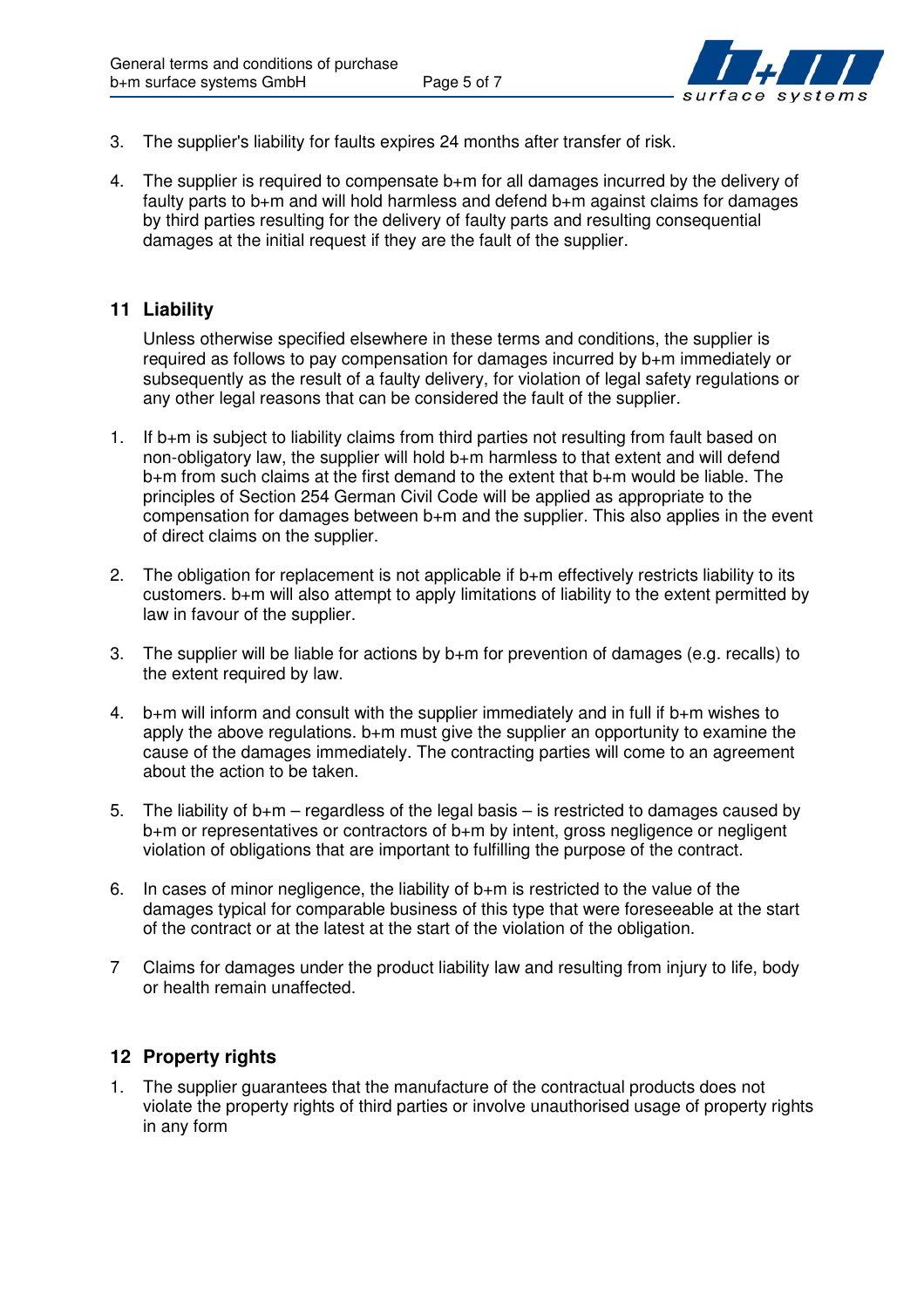3. The supplier's liability for faults expires 24 months after transfer of risk.

4. The supplier is required to compensate b+m for all damages incurred by the delivery of faulty parts to b+m and will hold harmless and defend b+m against claims for damages by third parties resulting for the delivery of faulty parts and resulting consequential damages at the initial request if they are the fault of the supplier.

## 11 Liability

Unless otherwise specified elsewhere in these terms and conditions, the supplier is required as follows to pay compensation for damages incurred by b+m immediately or subsequently as the result of a faulty delivery, for violation of legal safety regulations or any other legal reasons that can be considered the fault of the supplier.

1. If b+m is subject to liability claims from third parties not resulting from fault based on non-obligatory law, the supplier will hold b+m harmless to that extent and will defend b+m from such claims at the first demand to the extent that b+m would be liable. The principles of Section 254 German Civil Code will be applied as appropriate to the compensation for damages between b+m and the supplier. This also applies in the event of direct claims on the supplier.

2. The obligation for replacement is not applicable if b+m effectively restricts liability to its customers. b+m will also attempt to apply limitations of liability to the extent permitted by law in favour of the supplier.

3. The supplier will be liable for actions by b+m for prevention of damages (e.g. recalls) to the extent required by law.

4. b+m will inform and consult with the supplier immediately and in full if b+m wishes to apply the above regulations. b+m must give the supplier an opportunity to examine the cause of the damages immediately. The contracting parties will come to an agreement about the action to be taken.

5. The liability of b+m – regardless of the legal basis – is restricted to damages caused by b+m or representatives or contractors of b+m by intent, gross negligence or negligent violation of obligations that are important to fulfilling the purpose of the contract.

6. In cases of minor negligence, the liability of b+m is restricted to the value of the damages typical for comparable business of this type that were foreseeable at the start of the contract or at the latest at the start of the violation of the obligation.

7 Claims for damages under the product liability law and resulting from injury to life, body or health remain unaffected.

## 12 Property rights

1. The supplier guarantees that the manufacture of the contractual products does not violate the property rights of third parties or involve unauthorised usage of property rights in any form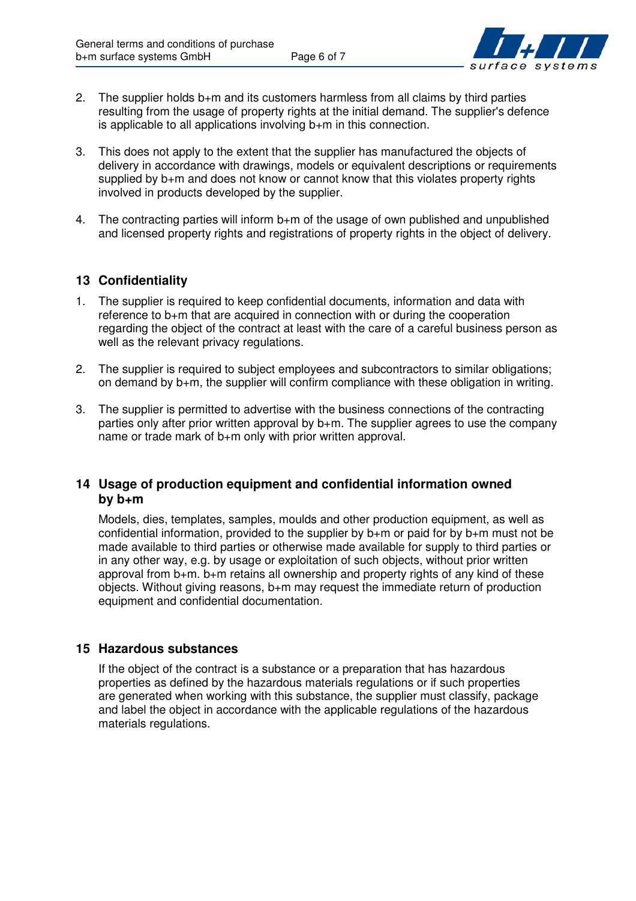2. The supplier holds b+m and its customers harmless from all claims by third parties resulting from the usage of property rights at the initial demand. The supplier's defence is applicable to all applications involving b+m in this connection.

3. This does not apply to the extent that the supplier has manufactured the objects of delivery in accordance with drawings, models or equivalent descriptions or requirements supplied by b+m and does not know or cannot know that this violates property rights involved in products developed by the supplier.

4. The contracting parties will inform b+m of the usage of own published and unpublished and licensed property rights and registrations of property rights in the object of delivery.

## 13 Confidentiality

1. The supplier is required to keep confidential documents, information and data with reference to b+m that are acquired in connection with or during the cooperation regarding the object of the contract at least with the care of a careful business person as well as the relevant privacy regulations.

2. The supplier is required to subject employees and subcontractors to similar obligations; on demand by b+m, the supplier will confirm compliance with these obligation in writing.

3. The supplier is permitted to advertise with the business connections of the contracting parties only after prior written approval by b+m. The supplier agrees to use the company name or trade mark of b+m only with prior written approval.

## 14 Usage of production equipment and confidential information owned by b+m

Models, dies, templates, samples, moulds and other production equipment, as well as confidential information, provided to the supplier by b+m or paid for by b+m must not be made available to third parties or otherwise made available for supply to third parties or in any other way, e.g. by usage or exploitation of such objects, without prior written approval from b+m. b+m retains all ownership and property rights of any kind of these objects. Without giving reasons, b+m may request the immediate return of production equipment and confidential documentation.

## 15 Hazardous substances

If the object of the contract is a substance or a preparation that has hazardous properties as defined by the hazardous materials regulations or if such properties are generated when working with this substance, the supplier must classify, package and label the object in accordance with the applicable regulations of the hazardous materials regulations.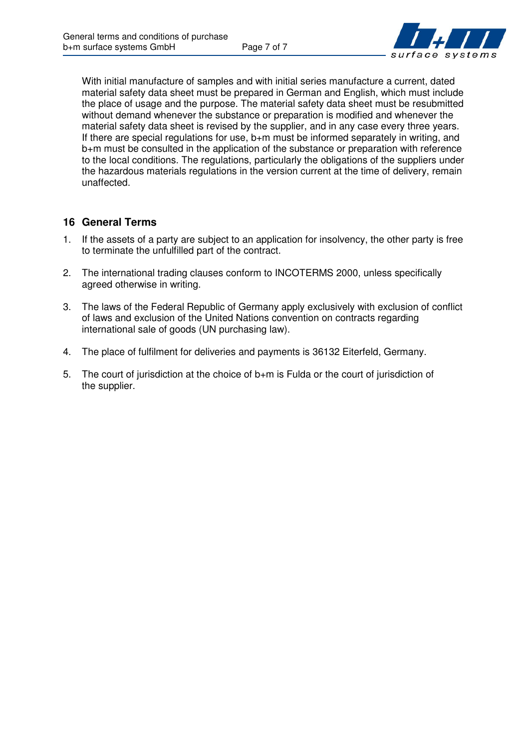With initial manufacture of samples and with initial series manufacture a current, dated material safety data sheet must be prepared in German and English, which must include the place of usage and the purpose. The material safety data sheet must be resubmitted without demand whenever the substance or preparation is modified and whenever the material safety data sheet is revised by the supplier, and in any case every three years. If there are special regulations for use, b+m must be informed separately in writing, and b+m must be consulted in the application of the substance or preparation with reference to the local conditions. The regulations, particularly the obligations of the suppliers under the hazardous materials regulations in the version current at the time of delivery, remain unaffected.

## 16 General Terms

1. If the assets of a party are subject to an application for insolvency, the other party is free to terminate the unfulfilled part of the contract.

2. The international trading clauses conform to INCOTERMS 2000, unless specifically agreed otherwise in writing.

3. The laws of the Federal Republic of Germany apply exclusively with exclusion of conflict of laws and exclusion of the United Nations convention on contracts regarding international sale of goods (UN purchasing law).

4. The place of fulfilment for deliveries and payments is 36132 Eiterfeld, Germany.

5. The court of jurisdiction at the choice of b+m is Fulda or the court of jurisdiction of the supplier.